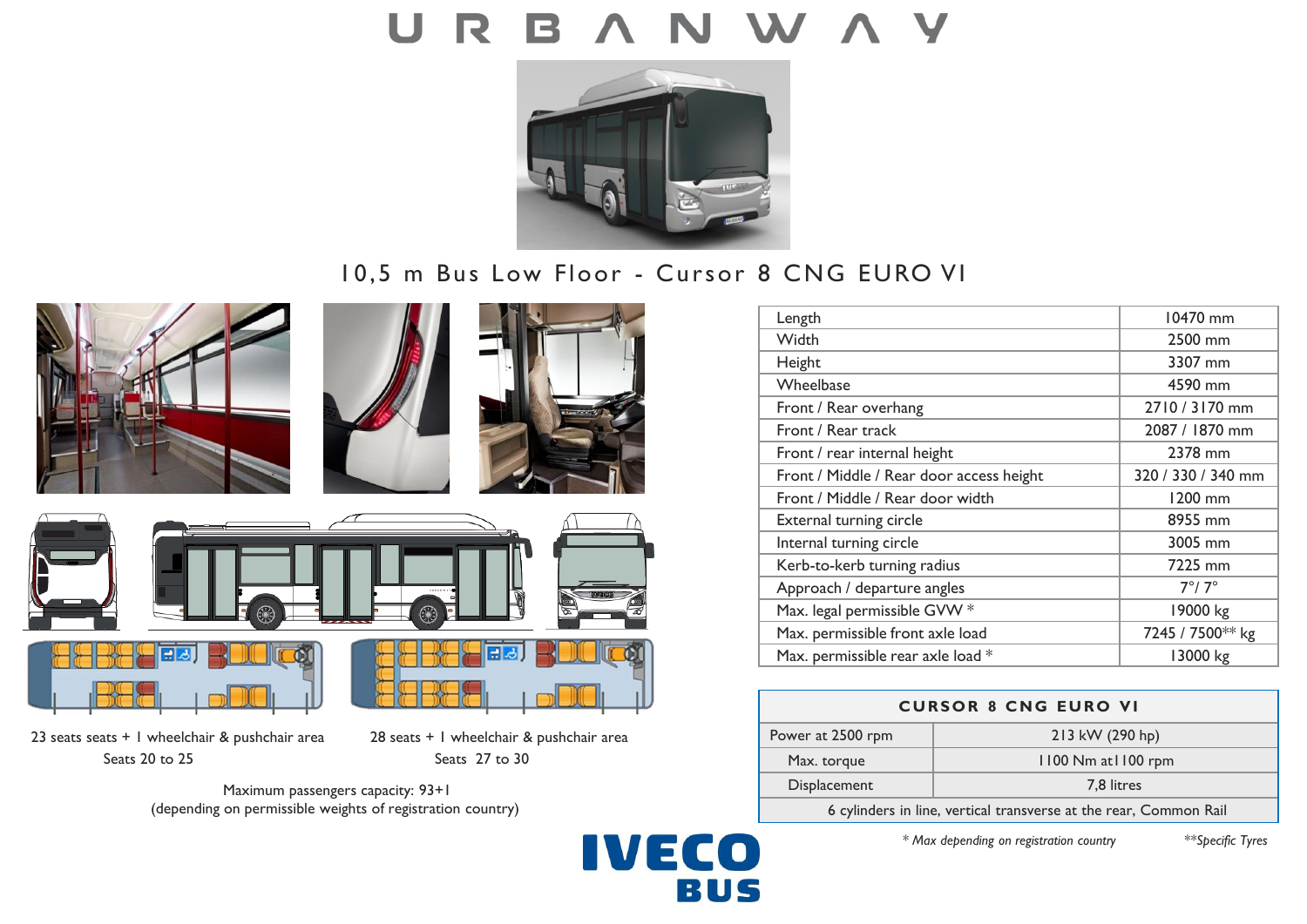# URBANWAY

## 10,5 m Bus Low Floor - Cursor 8 CNG EURO VI

23 seats seats + 1 wheelchair & pushchair area
Seats 20 to 25

28 seats + 1 wheelchair & pushchair area
Seats 27 to 30

Maximum passengers capacity: 93+1
(depending on permissible weights of registration country)

| | |
|---|---|
| Length | 10470 mm |
| Width | 2500 mm |
| Height | 3307 mm |
| Wheelbase | 4590 mm |
| Front / Rear overhang | 2710 / 3170 mm |
| Front / Rear track | 2087 / 1870 mm |
| Front / rear internal height | 2378 mm |
| Front / Middle / Rear door access height | 320 / 330 / 340 mm |
| Front / Middle / Rear door width | 1200 mm |
| External turning circle | 8955 mm |
| Internal turning circle | 3005 mm |
| Kerb-to-kerb turning radius | 7225 mm |
| Approach / departure angles | 7°/ 7° |
| Max. legal permissible GVW * | 19000 kg |
| Max. permissible front axle load | 7245 / 7500** kg |
| Max. permissible rear axle load * | 13000 kg |

| CURSOR 8 CNG EURO VI | |
|---|---|
| Power at 2500 rpm | 213 kW (290 hp) |
| Max. torque | 1100 Nm at1100 rpm |
| Displacement | 7,8 litres |
| 6 cylinders in line, vertical transverse at the rear, Common Rail | |

*\* Max depending on registration country*

*\*\*Specific Tyres*

IVECO BUS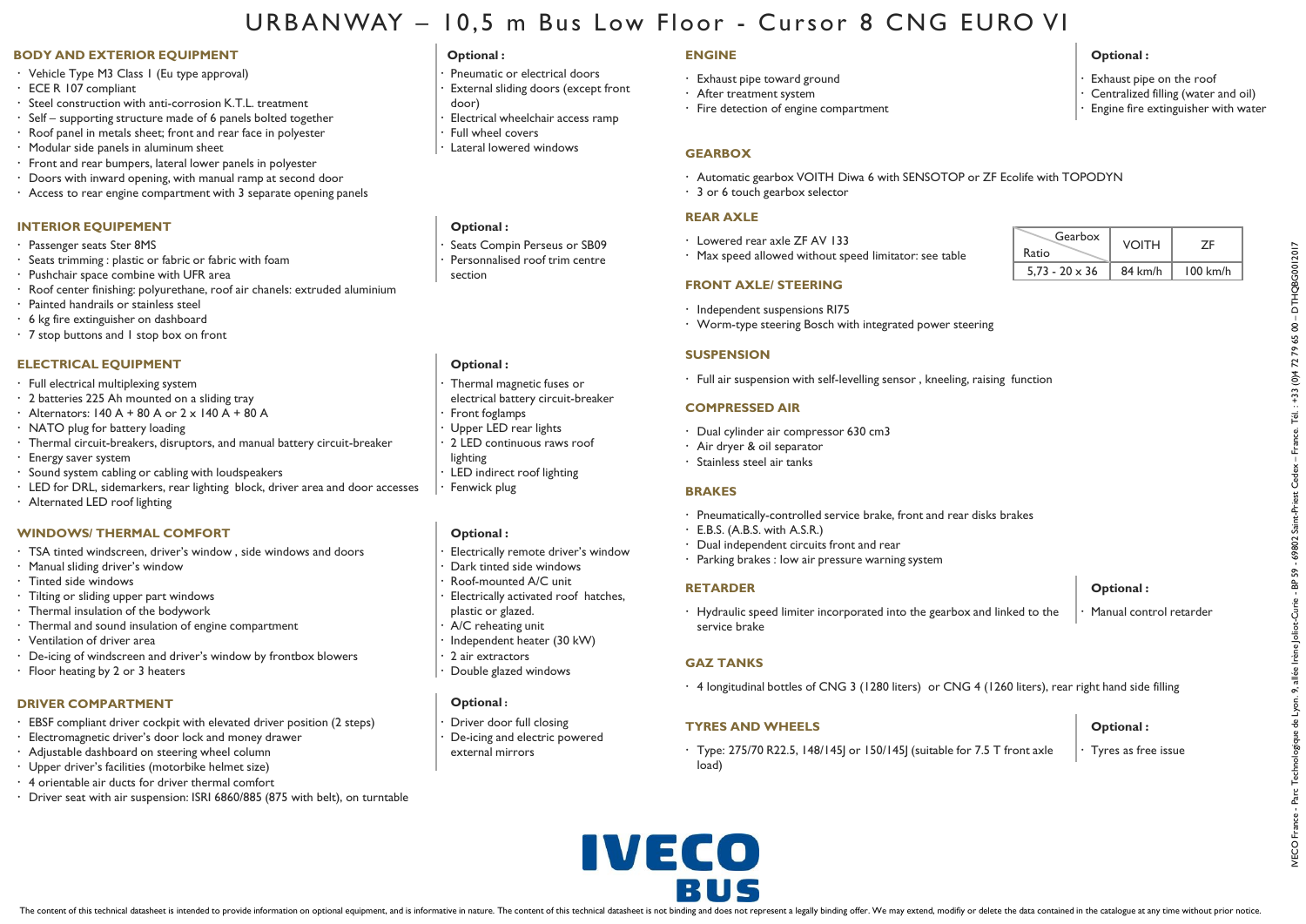# URBANWAY – 10,5 m Bus Low Floor - Cursor 8 CNG EURO VI

## BODY AND EXTERIOR EQUIPMENT

- Vehicle Type M3 Class I (Eu type approval)
- ECE R 107 compliant
- Steel construction with anti-corrosion K.T.L. treatment
- Self – supporting structure made of 6 panels bolted together
- Roof panel in metals sheet; front and rear face in polyester
- Modular side panels in aluminum sheet
- Front and rear bumpers, lateral lower panels in polyester
- Doors with inward opening, with manual ramp at second door
- Access to rear engine compartment with 3 separate opening panels

**Optional :**

- Pneumatic or electrical doors
- External sliding doors (except front door)
- Electrical wheelchair access ramp
- Full wheel covers
- Lateral lowered windows

## INTERIOR EQUIPEMENT

- Passenger seats Ster 8MS
- Seats trimming : plastic or fabric or fabric with foam
- Pushchair space combine with UFR area
- Roof center finishing: polyurethane, roof air chanels: extruded aluminium
- Painted handrails or stainless steel
- 6 kg fire extinguisher on dashboard
- 7 stop buttons and 1 stop box on front

**Optional :**

- Seats Compin Perseus or SB09
- Personnalised roof trim centre section

## ELECTRICAL EQUIPMENT

- Full electrical multiplexing system
- 2 batteries 225 Ah mounted on a sliding tray
- Alternators: 140 A + 80 A or 2 x 140 A + 80 A
- NATO plug for battery loading
- Thermal circuit-breakers, disruptors, and manual battery circuit-breaker
- Energy saver system
- Sound system cabling or cabling with loudspeakers
- LED for DRL, sidemarkers, rear lighting block, driver area and door accesses
- Alternated LED roof lighting

**Optional :**

- Thermal magnetic fuses or electrical battery circuit-breaker
- Front foglamps
- Upper LED rear lights
- 2 LED continuous raws roof lighting
- LED indirect roof lighting
- Fenwick plug

## WINDOWS/ THERMAL COMFORT

- TSA tinted windscreen, driver's window , side windows and doors
- Manual sliding driver's window
- Tinted side windows
- Tilting or sliding upper part windows
- Thermal insulation of the bodywork
- Thermal and sound insulation of engine compartment
- Ventilation of driver area
- De-icing of windscreen and driver's window by frontbox blowers
- Floor heating by 2 or 3 heaters

**Optional :**

- Electrically remote driver's window
- Dark tinted side windows
- Roof-mounted A/C unit
- Electrically activated roof hatches, plastic or glazed.
- A/C reheating unit
- Independent heater (30 kW)
- 2 air extractors
- Double glazed windows

## DRIVER COMPARTMENT

- EBSF compliant driver cockpit with elevated driver position (2 steps)
- Electromagnetic driver's door lock and money drawer
- Adjustable dashboard on steering wheel column
- Upper driver's facilities (motorbike helmet size)
- 4 orientable air ducts for driver thermal comfort
- Driver seat with air suspension: ISRI 6860/885 (875 with belt), on turntable

**Optional :**

- Driver door full closing
- De-icing and electric powered external mirrors

## ENGINE

- Exhaust pipe toward ground
- After treatment system
- Fire detection of engine compartment

**Optional :**

- Exhaust pipe on the roof
- Centralized filling (water and oil)
- Engine fire extinguisher with water

## GEARBOX

- Automatic gearbox VOITH Diwa 6 with SENSOTOP or ZF Ecolife with TOPODYN
- 3 or 6 touch gearbox selector

## REAR AXLE

- Lowered rear axle ZF AV 133
- Max speed allowed without speed limitator: see table

| Gearbox / Ratio | VOITH | ZF |
|---|---|---|
| 5,73 - 20 x 36 | 84 km/h | 100 km/h |

## FRONT AXLE/ STEERING

- Independent suspensions RI75
- Worm-type steering Bosch with integrated power steering

## SUSPENSION

- Full air suspension with self-levelling sensor , kneeling, raising function

## COMPRESSED AIR

- Dual cylinder air compressor 630 cm3
- Air dryer & oil separator
- Stainless steel air tanks

## BRAKES

- Pneumatically-controlled service brake, front and rear disks brakes
- E.B.S. (A.B.S. with A.S.R.)
- Dual independent circuits front and rear
- Parking brakes : low air pressure warning system

## RETARDER

- Hydraulic speed limiter incorporated into the gearbox and linked to the service brake

**Optional :**

- Manual control retarder

## GAZ TANKS

- 4 longitudinal bottles of CNG 3 (1280 liters) or CNG 4 (1260 liters), rear right hand side filling

## TYRES AND WHEELS

- Type: 275/70 R22.5, 148/145J or 150/145J (suitable for 7.5 T front axle load)

**Optional :**

- Tyres as free issue

IVECO BUS

IVECO France - Parc Technologique de Lyon, 9, allée Irène Joliot-Curie - BP 59 - 69802 Saint-Priest Cedex – France. Tél. : +33 (0)4 72 79 65 00 – DTHQBG001207

The content of this technical datasheet is intended to provide information on optional equipment, and is informative in nature. The content of this technical datasheet is not binding and does not represent a legally binding offer. We may extend, modify or delete the data contained in the catalogue at any time without prior notice.